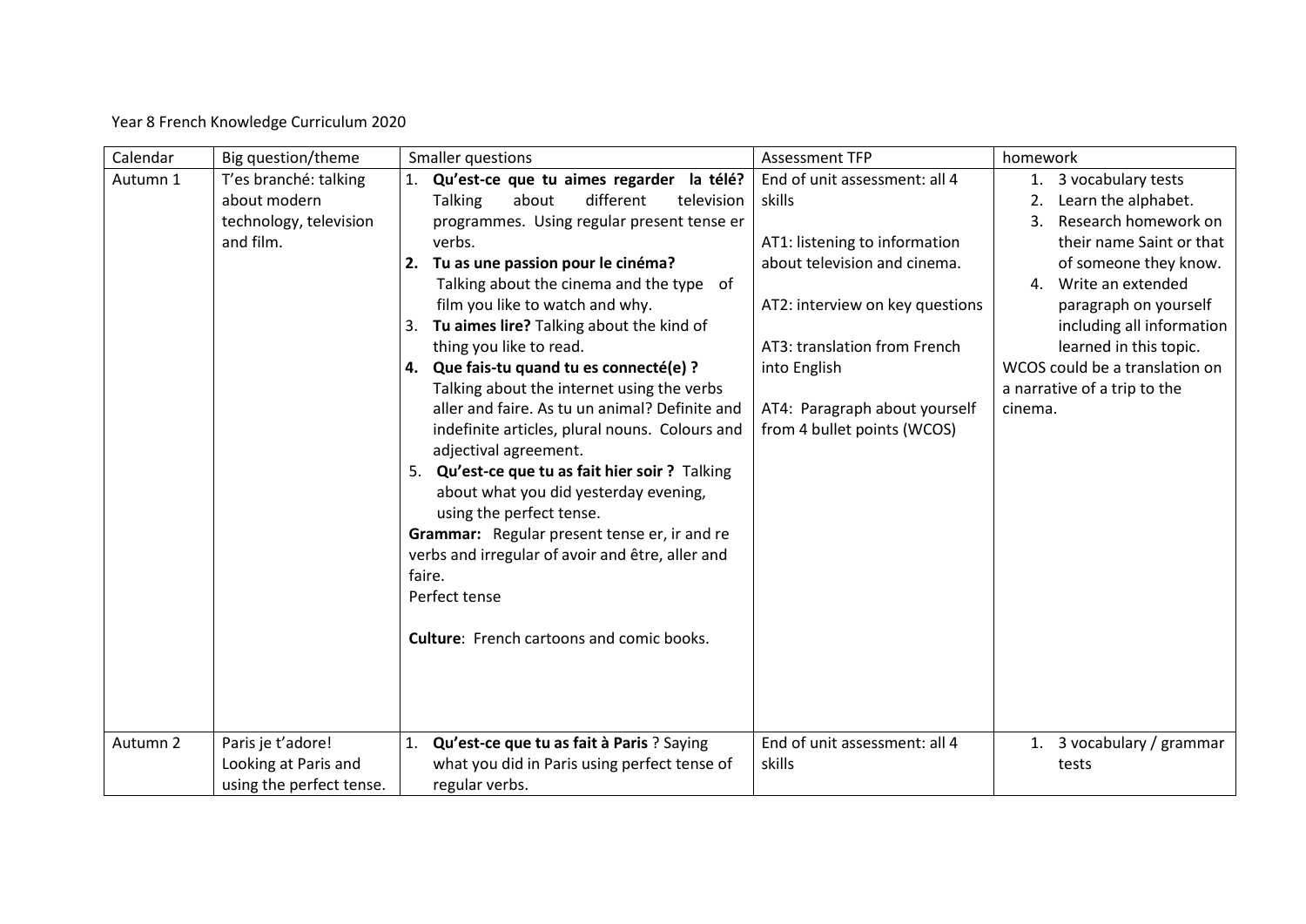Year 8 French Knowledge Curriculum 2020

| Calendar | Big question/theme | Smaller questions | Assessment TFP | homework |
|---|---|---|---|---|
| Autumn 1 | T'es branché: talking about modern technology, television and film. | 1. **Qu'est-ce que tu aimes regarder la télé?** Talking about different television programmes. Using regular present tense er verbs.<br>2. **Tu as une passion pour le cinéma?** Talking about the cinema and the type of film you like to watch and why.<br>3. **Tu aimes lire?** Talking about the kind of thing you like to read.<br>4. **Que fais-tu quand tu es connecté(e) ?** Talking about the internet using the verbs aller and faire. As tu un animal? Definite and indefinite articles, plural nouns. Colours and adjectival agreement.<br>5. **Qu'est-ce que tu as fait hier soir ?** Talking about what you did yesterday evening, using the perfect tense.<br>**Grammar:** Regular present tense er, ir and re verbs and irregular of avoir and être, aller and faire.<br>Perfect tense<br><br>**Culture**: French cartoons and comic books. | End of unit assessment: all 4 skills<br><br>AT1: listening to information about television and cinema.<br><br>AT2: interview on key questions<br><br>AT3: translation from French into English<br><br>AT4: Paragraph about yourself from 4 bullet points (WCOS) | 1. 3 vocabulary tests<br>2. Learn the alphabet.<br>3. Research homework on their name Saint or that of someone they know.<br>4. Write an extended paragraph on yourself including all information learned in this topic.<br>WCOS could be a translation on a narrative of a trip to the cinema. |
| Autumn 2 | Paris je t'adore! Looking at Paris and using the perfect tense. | 1. **Qu'est-ce que tu as fait à Paris** ? Saying what you did in Paris using perfect tense of regular verbs. | End of unit assessment: all 4 skills | 1. 3 vocabulary / grammar tests |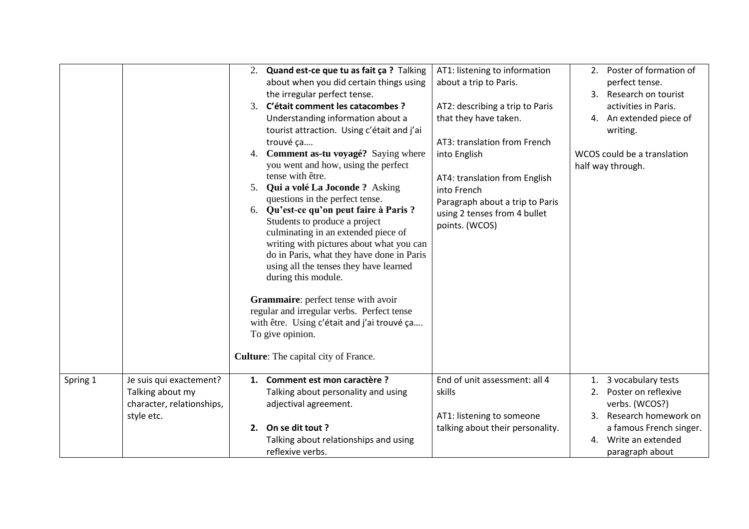| | | | | |
|---|---|---|---|---|
| | | 2. **Quand est-ce que tu as fait ça ?** Talking about when you did certain things using the irregular perfect tense.<br>3. **C'était comment les catacombes ?** Understanding information about a tourist attraction. Using c'était and j'ai trouvé ça….<br>4. **Comment as-tu voyagé?** Saying where you went and how, using the perfect tense with être.<br>5. **Qui a volé La Joconde ?** Asking questions in the perfect tense.<br>6. **Qu'est-ce qu'on peut faire à Paris ?** Students to produce a project culminating in an extended piece of writing with pictures about what you can do in Paris, what they have done in Paris using all the tenses they have learned during this module.<br><br>**Grammaire**: perfect tense with avoir regular and irregular verbs. Perfect tense with être. Using c'était and j'ai trouvé ça…. To give opinion.<br><br>**Culture**: The capital city of France. | AT1: listening to information about a trip to Paris.<br><br>AT2: describing a trip to Paris that they have taken.<br><br>AT3: translation from French into English<br><br>AT4: translation from English into French<br>Paragraph about a trip to Paris using 2 tenses from 4 bullet points. (WCOS) | 2. Poster of formation of perfect tense.<br>3. Research on tourist activities in Paris.<br>4. An extended piece of writing.<br><br>WCOS could be a translation half way through. |
| Spring 1 | Je suis qui exactement? Talking about my character, relationships, style etc. | 1. **Comment est mon caractère ?** Talking about personality and using adjectival agreement.<br><br>2. **On se dit tout ?** Talking about relationships and using reflexive verbs. | End of unit assessment: all 4 skills<br><br>AT1: listening to someone talking about their personality. | 1. 3 vocabulary tests<br>2. Poster on reflexive verbs. (WCOS?)<br>3. Research homework on a famous French singer.<br>4. Write an extended paragraph about |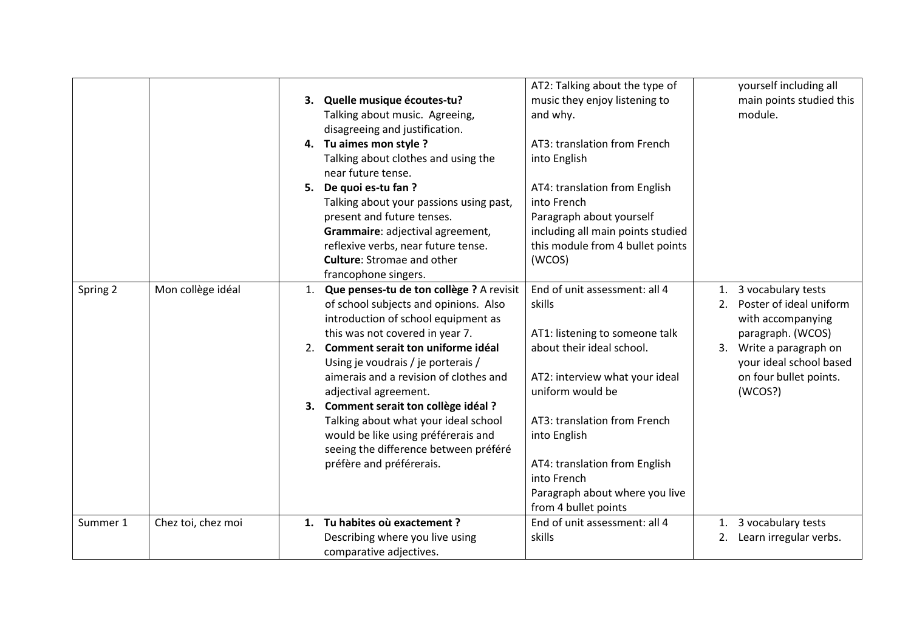| | | | | |
|---|---|---|---|---|
| | | 3. **Quelle musique écoutes-tu?** Talking about music. Agreeing, disagreeing and justification.<br>4. **Tu aimes mon style ?** Talking about clothes and using the near future tense.<br>5. **De quoi es-tu fan ?** Talking about your passions using past, present and future tenses.<br>**Grammaire**: adjectival agreement, reflexive verbs, near future tense.<br>**Culture**: Stromae and other francophone singers. | AT2: Talking about the type of music they enjoy listening to and why.<br><br>AT3: translation from French into English<br><br>AT4: translation from English into French<br>Paragraph about yourself including all main points studied this module from 4 bullet points (WCOS) | yourself including all main points studied this module. |
| Spring 2 | Mon collège idéal | 1. **Que penses-tu de ton collège ?** A revisit of school subjects and opinions. Also introduction of school equipment as this was not covered in year 7.<br>2. **Comment serait ton uniforme idéal** Using je voudrais / je porterais / aimerais and a revision of clothes and adjectival agreement.<br>3. **Comment serait ton collège idéal ?** Talking about what your ideal school would be like using préférerais and seeing the difference between préféré préfère and préférerais. | End of unit assessment: all 4 skills<br><br>AT1: listening to someone talk about their ideal school.<br><br>AT2: interview what your ideal uniform would be<br><br>AT3: translation from French into English<br><br>AT4: translation from English into French<br>Paragraph about where you live from 4 bullet points | 1. 3 vocabulary tests<br>2. Poster of ideal uniform with accompanying paragraph. (WCOS)<br>3. Write a paragraph on your ideal school based on four bullet points. (WCOS?) |
| Summer 1 | Chez toi, chez moi | 1. **Tu habites où exactement ?** Describing where you live using comparative adjectives. | End of unit assessment: all 4 skills | 1. 3 vocabulary tests<br>2. Learn irregular verbs. |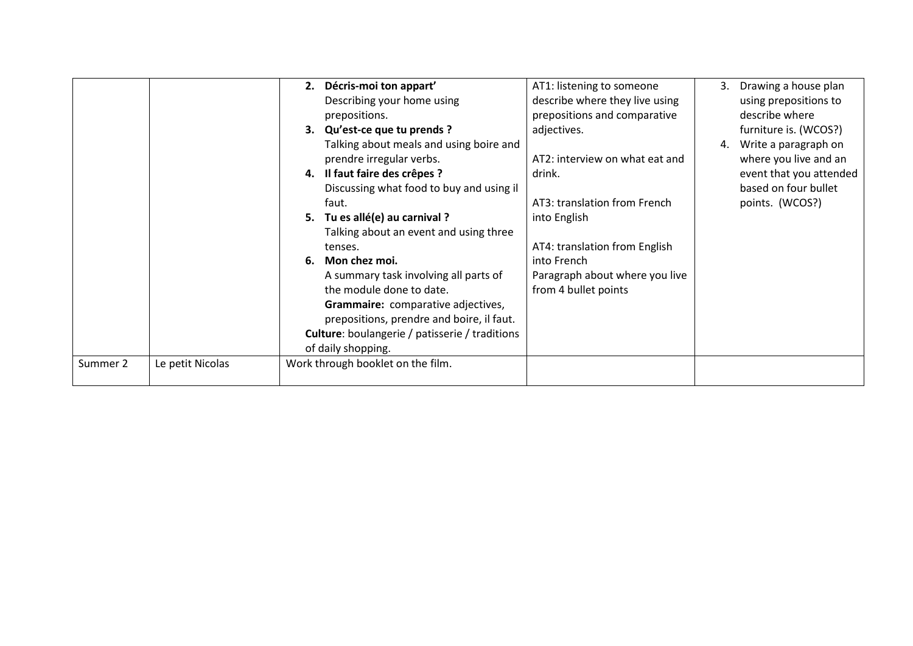| | | | | |
|---|---|---|---|---|
| | | **2. Décris-moi ton appart'**<br>Describing your home using prepositions.<br>**3. Qu'est-ce que tu prends ?**<br>Talking about meals and using boire and prendre irregular verbs.<br>**4. Il faut faire des crêpes ?**<br>Discussing what food to buy and using il faut.<br>**5. Tu es allé(e) au carnival ?**<br>Talking about an event and using three tenses.<br>**6. Mon chez moi.**<br>A summary task involving all parts of the module done to date.<br>**Grammaire:** comparative adjectives, prepositions, prendre and boire, il faut.<br>**Culture**: boulangerie / patisserie / traditions of daily shopping. | AT1: listening to someone describe where they live using prepositions and comparative adjectives.<br><br>AT2: interview on what eat and drink.<br><br>AT3: translation from French into English<br><br>AT4: translation from English into French<br>Paragraph about where you live from 4 bullet points | 3. Drawing a house plan using prepositions to describe where furniture is. (WCOS?)<br>4. Write a paragraph on where you live and an event that you attended based on four bullet points. (WCOS?) |
| Summer 2 | Le petit Nicolas | Work through booklet on the film. | | |